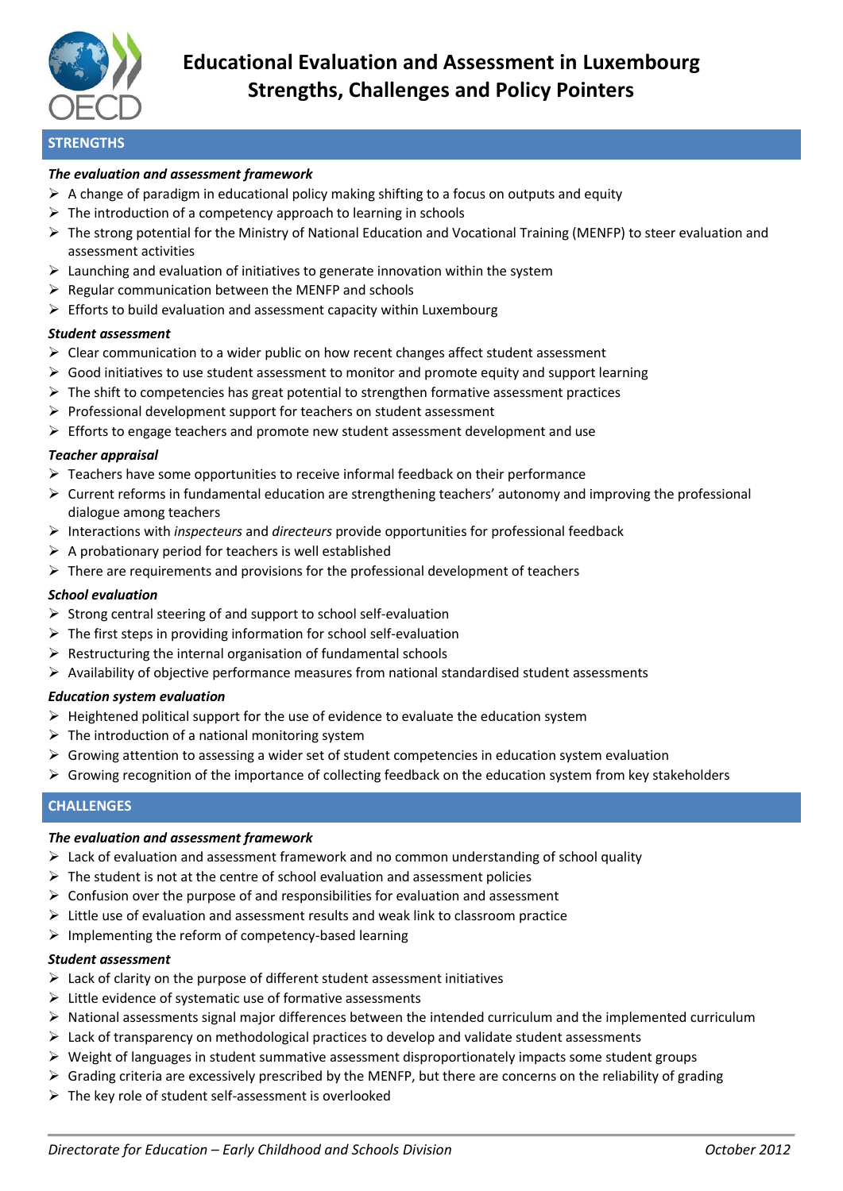# Educational Evaluation and Assessment in Luxembourg
# Strengths, Challenges and Policy Pointers

## STRENGTHS

***The evaluation and assessment framework***

- A change of paradigm in educational policy making shifting to a focus on outputs and equity
- The introduction of a competency approach to learning in schools
- The strong potential for the Ministry of National Education and Vocational Training (MENFP) to steer evaluation and assessment activities
- Launching and evaluation of initiatives to generate innovation within the system
- Regular communication between the MENFP and schools
- Efforts to build evaluation and assessment capacity within Luxembourg

***Student assessment***

- Clear communication to a wider public on how recent changes affect student assessment
- Good initiatives to use student assessment to monitor and promote equity and support learning
- The shift to competencies has great potential to strengthen formative assessment practices
- Professional development support for teachers on student assessment
- Efforts to engage teachers and promote new student assessment development and use

***Teacher appraisal***

- Teachers have some opportunities to receive informal feedback on their performance
- Current reforms in fundamental education are strengthening teachers' autonomy and improving the professional dialogue among teachers
- Interactions with *inspecteurs* and *directeurs* provide opportunities for professional feedback
- A probationary period for teachers is well established
- There are requirements and provisions for the professional development of teachers

***School evaluation***

- Strong central steering of and support to school self-evaluation
- The first steps in providing information for school self-evaluation
- Restructuring the internal organisation of fundamental schools
- Availability of objective performance measures from national standardised student assessments

***Education system evaluation***

- Heightened political support for the use of evidence to evaluate the education system
- The introduction of a national monitoring system
- Growing attention to assessing a wider set of student competencies in education system evaluation
- Growing recognition of the importance of collecting feedback on the education system from key stakeholders

## CHALLENGES

***The evaluation and assessment framework***

- Lack of evaluation and assessment framework and no common understanding of school quality
- The student is not at the centre of school evaluation and assessment policies
- Confusion over the purpose of and responsibilities for evaluation and assessment
- Little use of evaluation and assessment results and weak link to classroom practice
- Implementing the reform of competency-based learning

***Student assessment***

- Lack of clarity on the purpose of different student assessment initiatives
- Little evidence of systematic use of formative assessments
- National assessments signal major differences between the intended curriculum and the implemented curriculum
- Lack of transparency on methodological practices to develop and validate student assessments
- Weight of languages in student summative assessment disproportionately impacts some student groups
- Grading criteria are excessively prescribed by the MENFP, but there are concerns on the reliability of grading
- The key role of student self-assessment is overlooked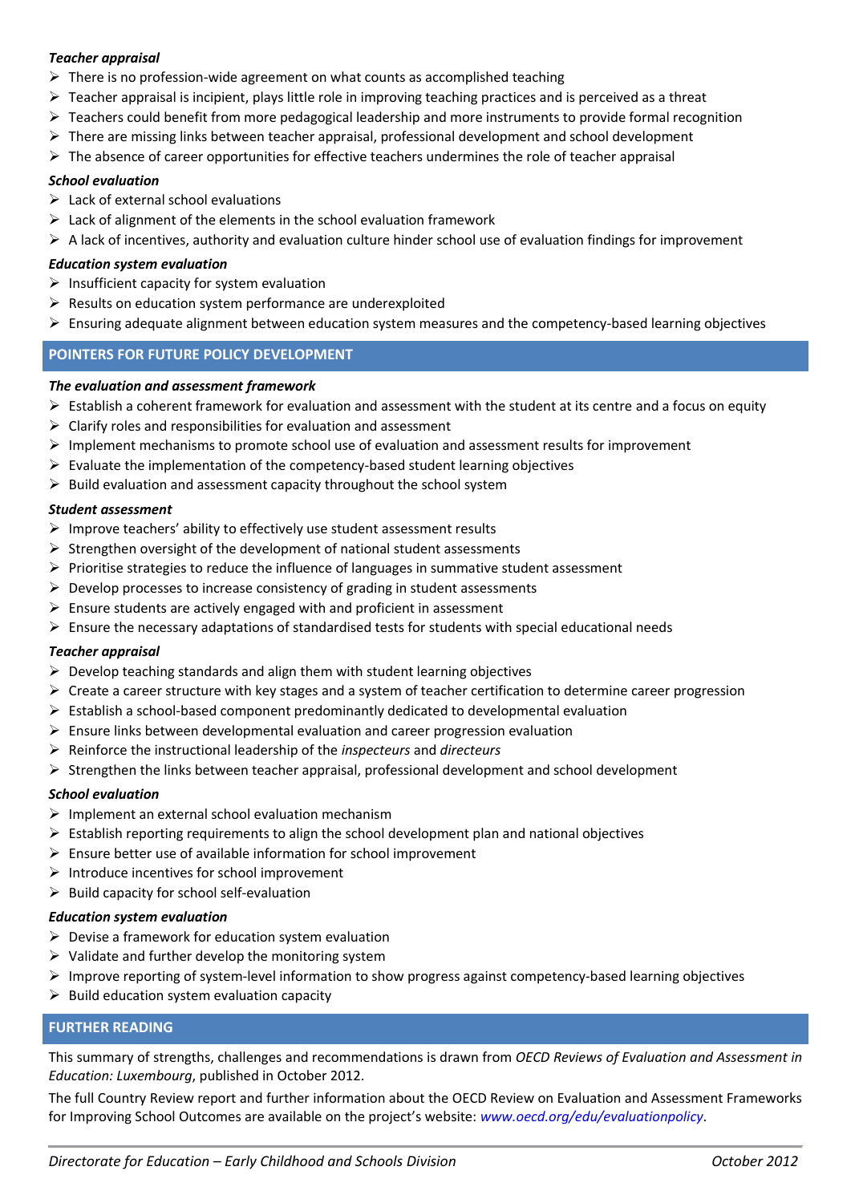***Teacher appraisal***

- There is no profession-wide agreement on what counts as accomplished teaching
- Teacher appraisal is incipient, plays little role in improving teaching practices and is perceived as a threat
- Teachers could benefit from more pedagogical leadership and more instruments to provide formal recognition
- There are missing links between teacher appraisal, professional development and school development
- The absence of career opportunities for effective teachers undermines the role of teacher appraisal

***School evaluation***

- Lack of external school evaluations
- Lack of alignment of the elements in the school evaluation framework
- A lack of incentives, authority and evaluation culture hinder school use of evaluation findings for improvement

***Education system evaluation***

- Insufficient capacity for system evaluation
- Results on education system performance are underexploited
- Ensuring adequate alignment between education system measures and the competency-based learning objectives

## POINTERS FOR FUTURE POLICY DEVELOPMENT

***The evaluation and assessment framework***

- Establish a coherent framework for evaluation and assessment with the student at its centre and a focus on equity
- Clarify roles and responsibilities for evaluation and assessment
- Implement mechanisms to promote school use of evaluation and assessment results for improvement
- Evaluate the implementation of the competency-based student learning objectives
- Build evaluation and assessment capacity throughout the school system

***Student assessment***

- Improve teachers' ability to effectively use student assessment results
- Strengthen oversight of the development of national student assessments
- Prioritise strategies to reduce the influence of languages in summative student assessment
- Develop processes to increase consistency of grading in student assessments
- Ensure students are actively engaged with and proficient in assessment
- Ensure the necessary adaptations of standardised tests for students with special educational needs

***Teacher appraisal***

- Develop teaching standards and align them with student learning objectives
- Create a career structure with key stages and a system of teacher certification to determine career progression
- Establish a school-based component predominantly dedicated to developmental evaluation
- Ensure links between developmental evaluation and career progression evaluation
- Reinforce the instructional leadership of the *inspecteurs* and *directeurs*
- Strengthen the links between teacher appraisal, professional development and school development

***School evaluation***

- Implement an external school evaluation mechanism
- Establish reporting requirements to align the school development plan and national objectives
- Ensure better use of available information for school improvement
- Introduce incentives for school improvement
- Build capacity for school self-evaluation

***Education system evaluation***

- Devise a framework for education system evaluation
- Validate and further develop the monitoring system
- Improve reporting of system-level information to show progress against competency-based learning objectives
- Build education system evaluation capacity

## FURTHER READING

This summary of strengths, challenges and recommendations is drawn from *OECD Reviews of Evaluation and Assessment in Education: Luxembourg*, published in October 2012.

The full Country Review report and further information about the OECD Review on Evaluation and Assessment Frameworks for Improving School Outcomes are available on the project's website: *www.oecd.org/edu/evaluationpolicy*.

*Directorate for Education – Early Childhood and Schools Division* *October 2012*